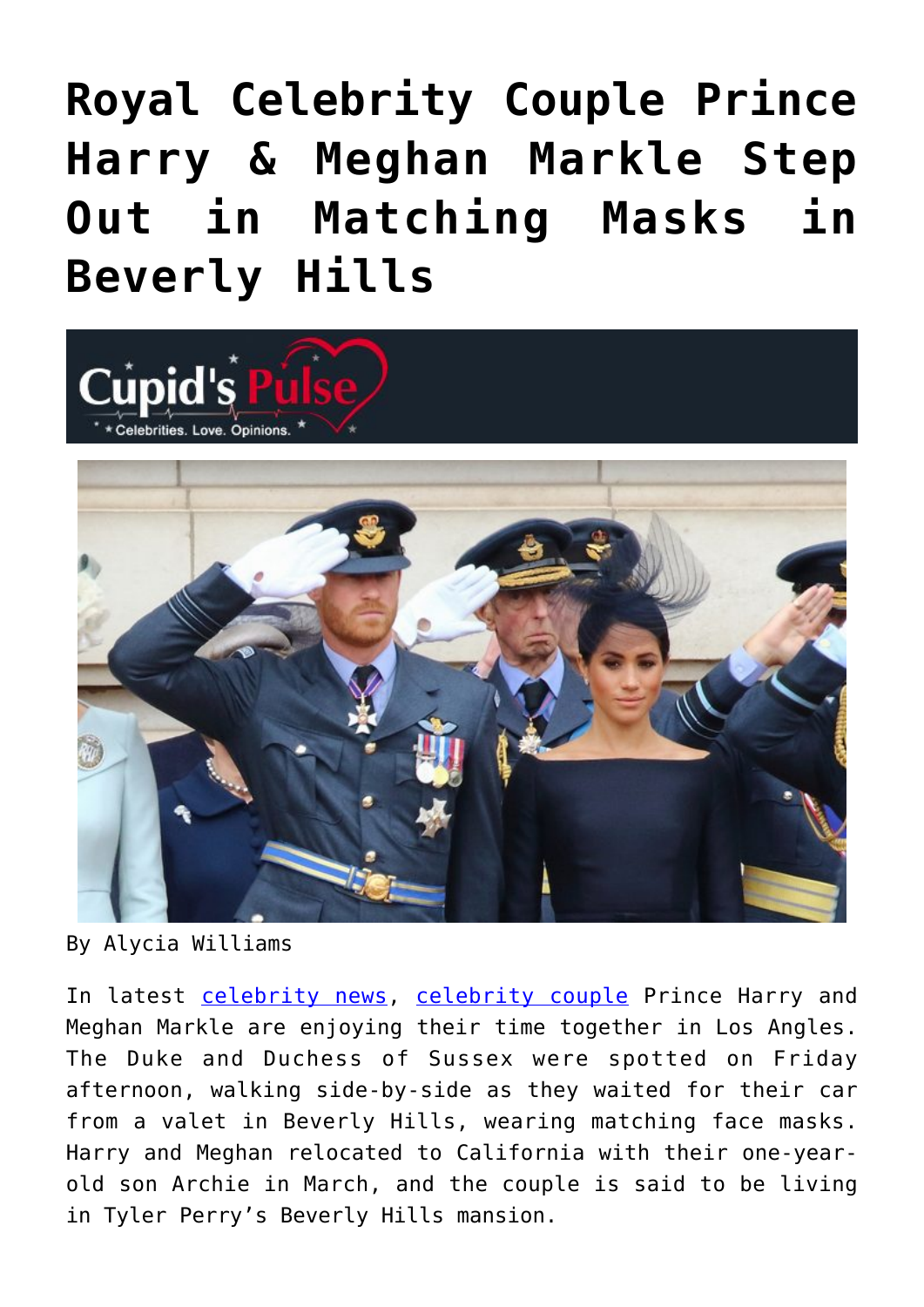# Royal Celebrity Couple Prince Harry & Meghan Markle Step Out in Matching Masks in Beverly Hills

By Alycia Williams

In latest celebrity news, celebrity couple Prince Harry and Meghan Markle are enjoying their time together in Los Angles. The Duke and Duchess of Sussex were spotted on Friday afternoon, walking side-by-side as they waited for their car from a valet in Beverly Hills, wearing matching face masks. Harry and Meghan relocated to California with their one-year-old son Archie in March, and the couple is said to be living in Tyler Perry's Beverly Hills mansion.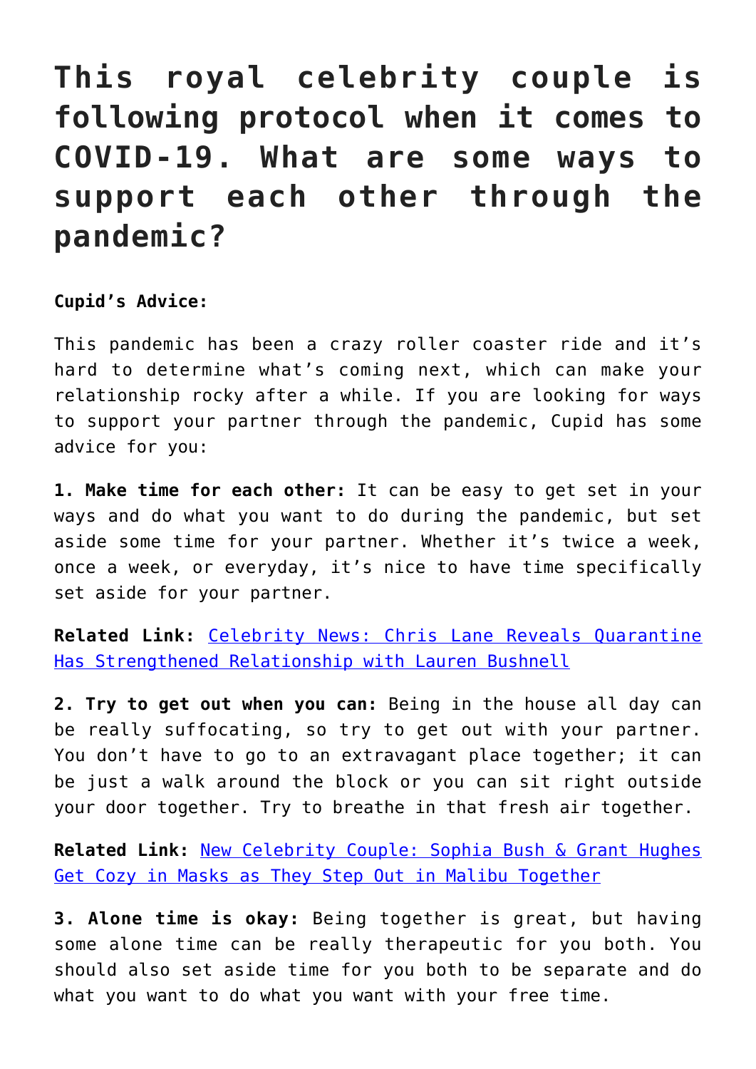# This royal celebrity couple is following protocol when it comes to COVID-19. What are some ways to support each other through the pandemic?

**Cupid's Advice:**

This pandemic has been a crazy roller coaster ride and it's hard to determine what's coming next, which can make your relationship rocky after a while. If you are looking for ways to support your partner through the pandemic, Cupid has some advice for you:

**1. Make time for each other:** It can be easy to get set in your ways and do what you want to do during the pandemic, but set aside some time for your partner. Whether it's twice a week, once a week, or everyday, it's nice to have time specifically set aside for your partner.

**Related Link:** Celebrity News: Chris Lane Reveals Quarantine Has Strengthened Relationship with Lauren Bushnell

**2. Try to get out when you can:** Being in the house all day can be really suffocating, so try to get out with your partner. You don't have to go to an extravagant place together; it can be just a walk around the block or you can sit right outside your door together. Try to breathe in that fresh air together.

**Related Link:** New Celebrity Couple: Sophia Bush & Grant Hughes Get Cozy in Masks as They Step Out in Malibu Together

**3. Alone time is okay:** Being together is great, but having some alone time can be really therapeutic for you both. You should also set aside time for you both to be separate and do what you want to do what you want with your free time.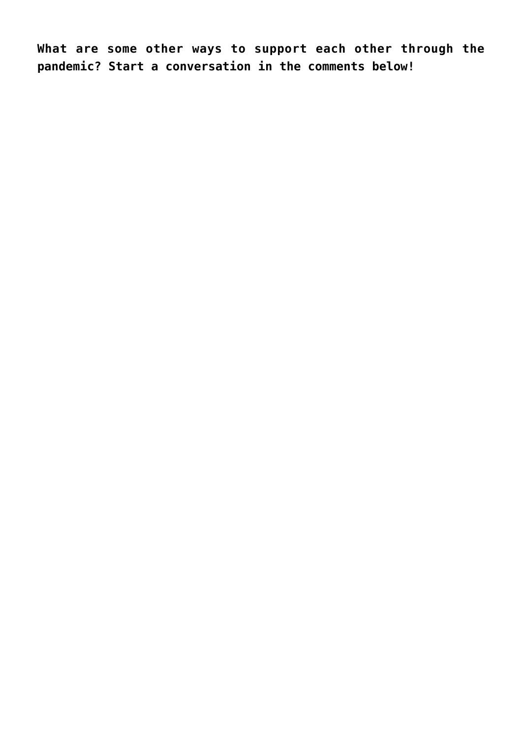**What are some other ways to support each other through the pandemic? Start a conversation in the comments below!**